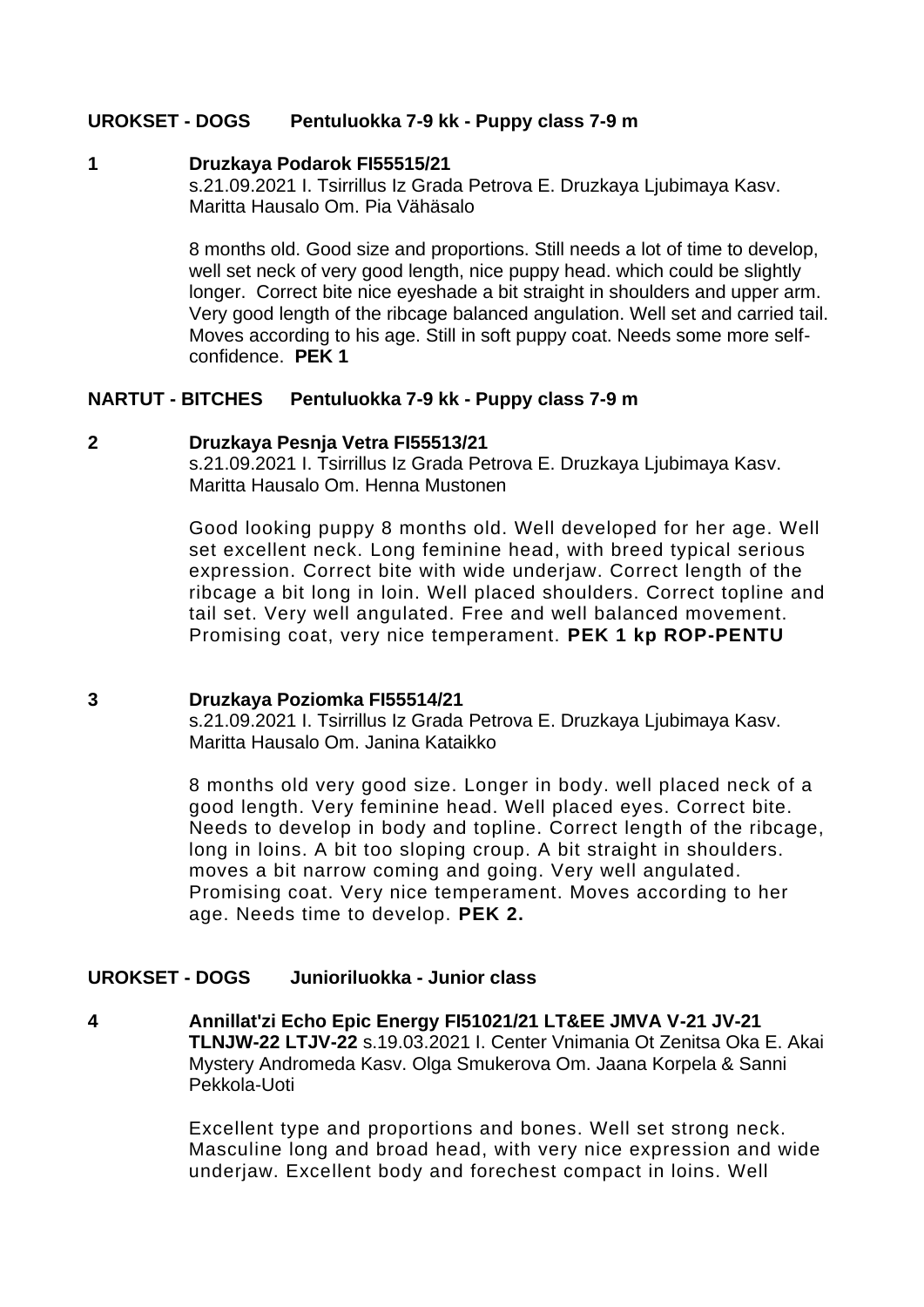## UROKSET - DOGS Pentuluokka 7-9 kk - Puppy class 7-9 m

**1** **Druzkaya Podarok FI55515/21**
s.21.09.2021 I. Tsirrillus Iz Grada Petrova E. Druzkaya Ljubimaya Kasv. Maritta Hausalo Om. Pia Vähäsalo

8 months old. Good size and proportions. Still needs a lot of time to develop, well set neck of very good length, nice puppy head. which could be slightly longer. Correct bite nice eyeshade a bit straight in shoulders and upper arm. Very good length of the ribcage balanced angulation. Well set and carried tail. Moves according to his age. Still in soft puppy coat. Needs some more self-confidence. **PEK 1**

## NARTUT - BITCHES Pentuluokka 7-9 kk - Puppy class 7-9 m

**2** **Druzkaya Pesnja Vetra FI55513/21**
s.21.09.2021 I. Tsirrillus Iz Grada Petrova E. Druzkaya Ljubimaya Kasv. Maritta Hausalo Om. Henna Mustonen

Good looking puppy 8 months old. Well developed for her age. Well set excellent neck. Long feminine head, with breed typical serious expression. Correct bite with wide underjaw. Correct length of the ribcage a bit long in loin. Well placed shoulders. Correct topline and tail set. Very well angulated. Free and well balanced movement. Promising coat, very nice temperament. **PEK 1 kp ROP-PENTU**

**3** **Druzkaya Poziomka FI55514/21**
s.21.09.2021 I. Tsirrillus Iz Grada Petrova E. Druzkaya Ljubimaya Kasv. Maritta Hausalo Om. Janina Kataikko

8 months old very good size. Longer in body. well placed neck of a good length. Very feminine head. Well placed eyes. Correct bite. Needs to develop in body and topline. Correct length of the ribcage, long in loins. A bit too sloping croup. A bit straight in shoulders. moves a bit narrow coming and going. Very well angulated. Promising coat. Very nice temperament. Moves according to her age. Needs time to develop. **PEK 2.**

## UROKSET - DOGS Junioriluokka - Junior class

**4** **Annillat'zi Echo Epic Energy FI51021/21 LT&EE JMVA V-21 JV-21 TLNJW-22 LTJV-22** s.19.03.2021 I. Center Vnimania Ot Zenitsa Oka E. Akai Mystery Andromeda Kasv. Olga Smukerova Om. Jaana Korpela & Sanni Pekkola-Uoti

Excellent type and proportions and bones. Well set strong neck. Masculine long and broad head, with very nice expression and wide underjaw. Excellent body and forechest compact in loins. Well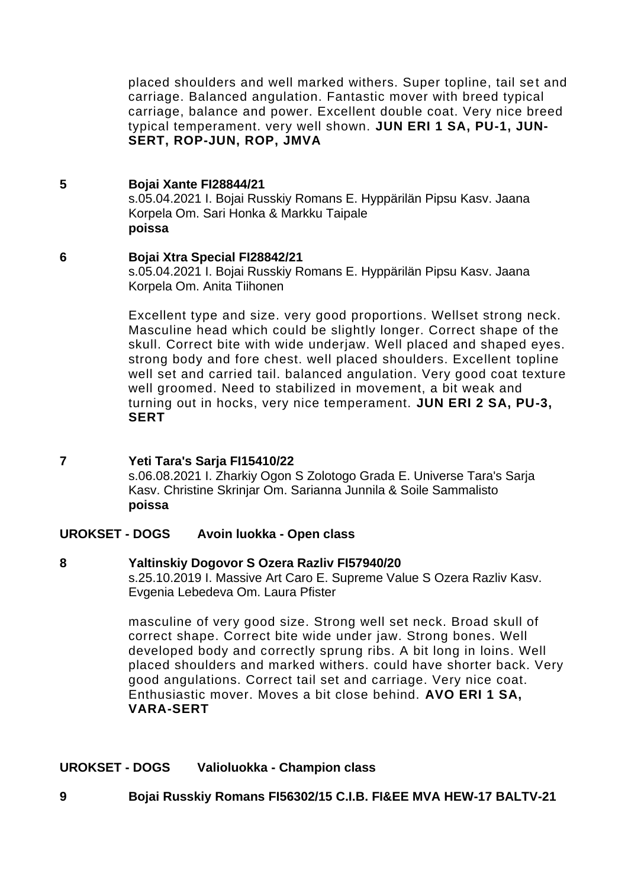placed shoulders and well marked withers. Super topline, tail set and carriage. Balanced angulation. Fantastic mover with breed typical carriage, balance and power. Excellent double coat. Very nice breed typical temperament. very well shown. **JUN ERI 1 SA, PU-1, JUN-SERT, ROP-JUN, ROP, JMVA**

**5 Bojai Xante FI28844/21**
s.05.04.2021 I. Bojai Russkiy Romans E. Hyppärilän Pipsu Kasv. Jaana Korpela Om. Sari Honka & Markku Taipale
**poissa**

**6 Bojai Xtra Special FI28842/21**
s.05.04.2021 I. Bojai Russkiy Romans E. Hyppärilän Pipsu Kasv. Jaana Korpela Om. Anita Tiihonen

Excellent type and size. very good proportions. Wellset strong neck. Masculine head which could be slightly longer. Correct shape of the skull. Correct bite with wide underjaw. Well placed and shaped eyes. strong body and fore chest. well placed shoulders. Excellent topline well set and carried tail. balanced angulation. Very good coat texture well groomed. Need to stabilized in movement, a bit weak and turning out in hocks, very nice temperament. **JUN ERI 2 SA, PU-3, SERT**

**7 Yeti Tara's Sarja FI15410/22**
s.06.08.2021 I. Zharkiy Ogon S Zolotogo Grada E. Universe Tara's Sarja Kasv. Christine Skrinjar Om. Sarianna Junnila & Soile Sammalisto
**poissa**

**UROKSET - DOGS Avoin luokka - Open class**

**8 Yaltinskiy Dogovor S Ozera Razliv FI57940/20**
s.25.10.2019 I. Massive Art Caro E. Supreme Value S Ozera Razliv Kasv. Evgenia Lebedeva Om. Laura Pfister

masculine of very good size. Strong well set neck. Broad skull of correct shape. Correct bite wide under jaw. Strong bones. Well developed body and correctly sprung ribs. A bit long in loins. Well placed shoulders and marked withers. could have shorter back. Very good angulations. Correct tail set and carriage. Very nice coat. Enthusiastic mover. Moves a bit close behind. **AVO ERI 1 SA, VARA-SERT**

**UROKSET - DOGS Valioluokka - Champion class**

**9 Bojai Russkiy Romans FI56302/15 C.I.B. FI&EE MVA HEW-17 BALTV-21**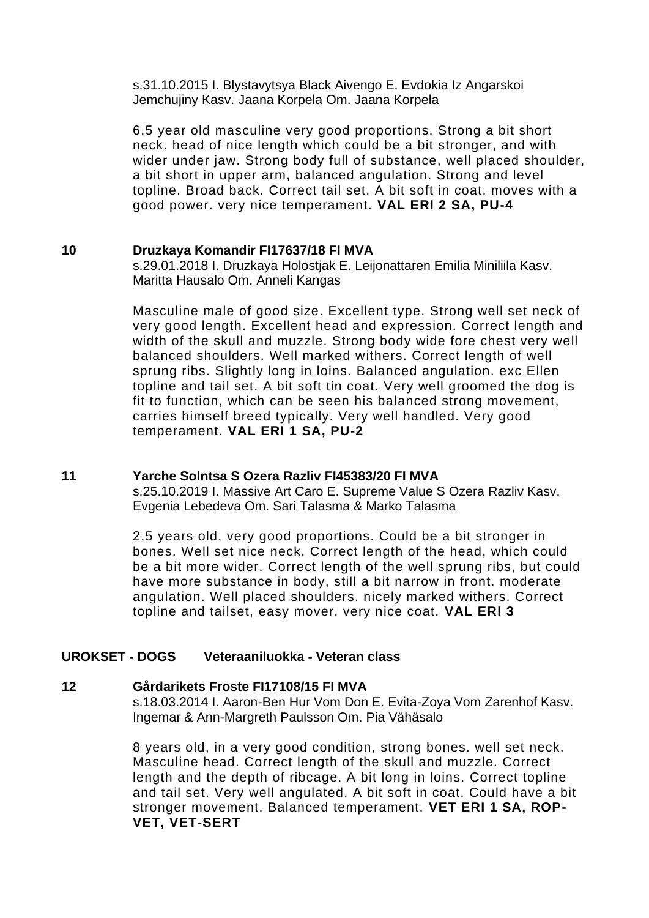s.31.10.2015 I. Blystavytsya Black Aivengo E. Evdokia Iz Angarskoi Jemchujiny Kasv. Jaana Korpela Om. Jaana Korpela

6,5 year old masculine very good proportions. Strong a bit short neck. head of nice length which could be a bit stronger, and with wider under jaw. Strong body full of substance, well placed shoulder, a bit short in upper arm, balanced angulation. Strong and level topline. Broad back. Correct tail set. A bit soft in coat. moves with a good power. very nice temperament. **VAL ERI 2 SA, PU-4**

**10 Druzkaya Komandir FI17637/18 FI MVA**
s.29.01.2018 I. Druzkaya Holostjak E. Leijonattaren Emilia Miniliila Kasv. Maritta Hausalo Om. Anneli Kangas

Masculine male of good size. Excellent type. Strong well set neck of very good length. Excellent head and expression. Correct length and width of the skull and muzzle. Strong body wide fore chest very well balanced shoulders. Well marked withers. Correct length of well sprung ribs. Slightly long in loins. Balanced angulation. exc Ellen topline and tail set. A bit soft tin coat. Very well groomed the dog is fit to function, which can be seen his balanced strong movement, carries himself breed typically. Very well handled. Very good temperament. **VAL ERI 1 SA, PU-2**

**11 Yarche Solntsa S Ozera Razliv FI45383/20 FI MVA**
s.25.10.2019 I. Massive Art Caro E. Supreme Value S Ozera Razliv Kasv. Evgenia Lebedeva Om. Sari Talasma & Marko Talasma

2,5 years old, very good proportions. Could be a bit stronger in bones. Well set nice neck. Correct length of the head, which could be a bit more wider. Correct length of the well sprung ribs, but could have more substance in body, still a bit narrow in front. moderate angulation. Well placed shoulders. nicely marked withers. Correct topline and tailset, easy mover. very nice coat. **VAL ERI 3**

**UROKSET - DOGS Veteraaniluokka - Veteran class**

**12 Gårdarikets Froste FI17108/15 FI MVA**
s.18.03.2014 I. Aaron-Ben Hur Vom Don E. Evita-Zoya Vom Zarenhof Kasv. Ingemar & Ann-Margreth Paulsson Om. Pia Vähäsalo

8 years old, in a very good condition, strong bones. well set neck. Masculine head. Correct length of the skull and muzzle. Correct length and the depth of ribcage. A bit long in loins. Correct topline and tail set. Very well angulated. A bit soft in coat. Could have a bit stronger movement. Balanced temperament. **VET ERI 1 SA, ROP-VET, VET-SERT**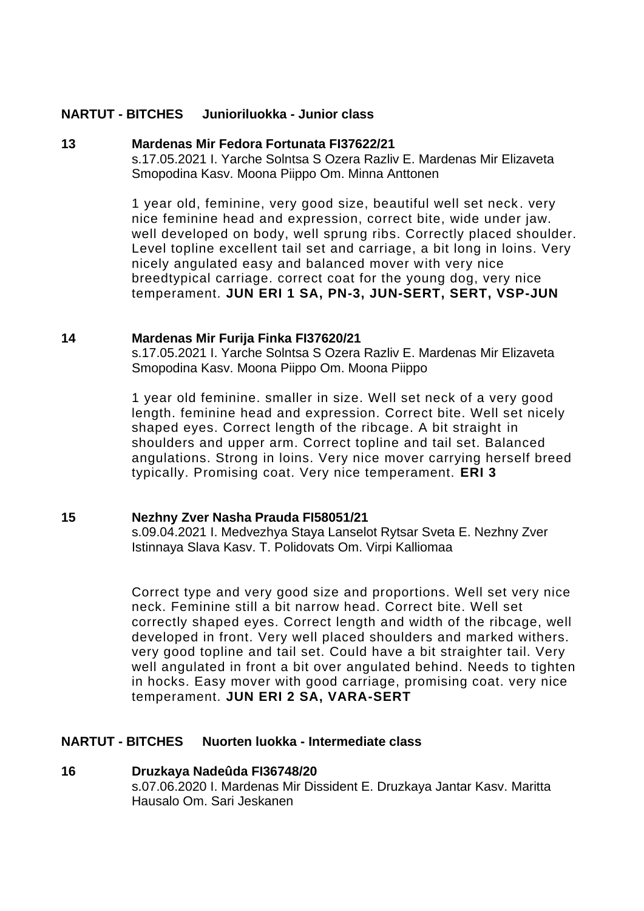**NARTUT - BITCHES Junioriluokka - Junior class**

**13 Mardenas Mir Fedora Fortunata FI37622/21**
s.17.05.2021 I. Yarche Solntsa S Ozera Razliv E. Mardenas Mir Elizaveta Smopodina Kasv. Moona Piippo Om. Minna Anttonen

1 year old, feminine, very good size, beautiful well set neck. very nice feminine head and expression, correct bite, wide under jaw. well developed on body, well sprung ribs. Correctly placed shoulder. Level topline excellent tail set and carriage, a bit long in loins. Very nicely angulated easy and balanced mover with very nice breedtypical carriage. correct coat for the young dog, very nice temperament. **JUN ERI 1 SA, PN-3, JUN-SERT, SERT, VSP-JUN**

**14 Mardenas Mir Furija Finka FI37620/21**
s.17.05.2021 I. Yarche Solntsa S Ozera Razliv E. Mardenas Mir Elizaveta Smopodina Kasv. Moona Piippo Om. Moona Piippo

1 year old feminine. smaller in size. Well set neck of a very good length. feminine head and expression. Correct bite. Well set nicely shaped eyes. Correct length of the ribcage. A bit straight in shoulders and upper arm. Correct topline and tail set. Balanced angulations. Strong in loins. Very nice mover carrying herself breed typically. Promising coat. Very nice temperament. **ERI 3**

**15 Nezhny Zver Nasha Prauda FI58051/21**
s.09.04.2021 I. Medvezhya Staya Lanselot Rytsar Sveta E. Nezhny Zver Istinnaya Slava Kasv. T. Polidovats Om. Virpi Kalliomaa

Correct type and very good size and proportions. Well set very nice neck. Feminine still a bit narrow head. Correct bite. Well set correctly shaped eyes. Correct length and width of the ribcage, well developed in front. Very well placed shoulders and marked withers. very good topline and tail set. Could have a bit straighter tail. Very well angulated in front a bit over angulated behind. Needs to tighten in hocks. Easy mover with good carriage, promising coat. very nice temperament. **JUN ERI 2 SA, VARA-SERT**

**NARTUT - BITCHES Nuorten luokka - Intermediate class**

**16 Druzkaya Nadeûda FI36748/20**
s.07.06.2020 I. Mardenas Mir Dissident E. Druzkaya Jantar Kasv. Maritta Hausalo Om. Sari Jeskanen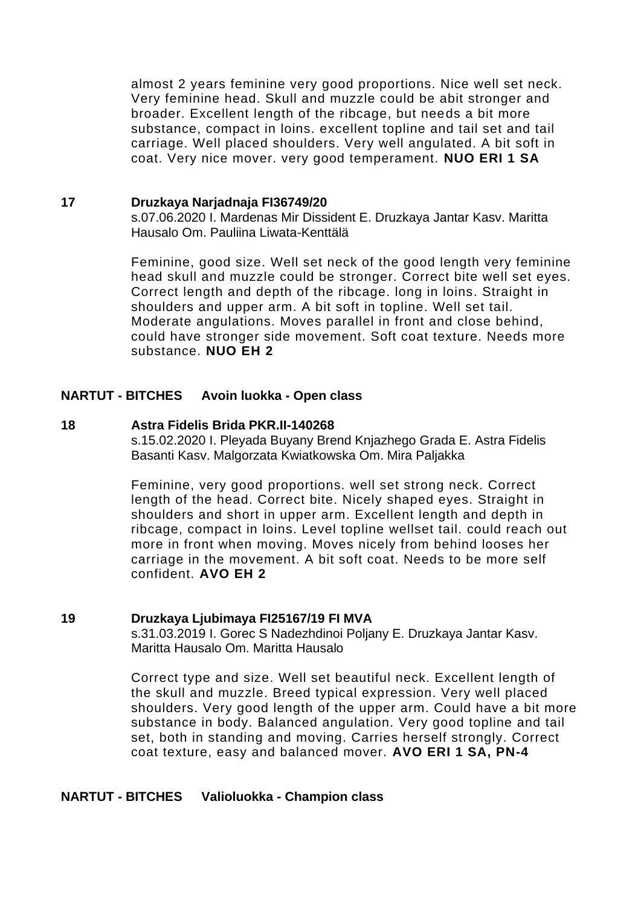almost 2 years feminine very good proportions. Nice well set neck. Very feminine head. Skull and muzzle could be abit stronger and broader. Excellent length of the ribcage, but needs a bit more substance, compact in loins. excellent topline and tail set and tail carriage. Well placed shoulders. Very well angulated. A bit soft in coat. Very nice mover. very good temperament. **NUO ERI 1 SA**

**17 Druzkaya Narjadnaja FI36749/20**

s.07.06.2020 I. Mardenas Mir Dissident E. Druzkaya Jantar Kasv. Maritta Hausalo Om. Pauliina Liwata-Kenttälä

Feminine, good size. Well set neck of the good length very feminine head skull and muzzle could be stronger. Correct bite well set eyes. Correct length and depth of the ribcage. long in loins. Straight in shoulders and upper arm. A bit soft in topline. Well set tail. Moderate angulations. Moves parallel in front and close behind, could have stronger side movement. Soft coat texture. Needs more substance. **NUO EH 2**

## NARTUT - BITCHES Avoin luokka - Open class

**18 Astra Fidelis Brida PKR.II-140268**

s.15.02.2020 I. Pleyada Buyany Brend Knjazhego Grada E. Astra Fidelis Basanti Kasv. Malgorzata Kwiatkowska Om. Mira Paljakka

Feminine, very good proportions. well set strong neck. Correct length of the head. Correct bite. Nicely shaped eyes. Straight in shoulders and short in upper arm. Excellent length and depth in ribcage, compact in loins. Level topline wellset tail. could reach out more in front when moving. Moves nicely from behind looses her carriage in the movement. A bit soft coat. Needs to be more self confident. **AVO EH 2**

**19 Druzkaya Ljubimaya FI25167/19 FI MVA**

s.31.03.2019 I. Gorec S Nadezhdinoi Poljany E. Druzkaya Jantar Kasv. Maritta Hausalo Om. Maritta Hausalo

Correct type and size. Well set beautiful neck. Excellent length of the skull and muzzle. Breed typical expression. Very well placed shoulders. Very good length of the upper arm. Could have a bit more substance in body. Balanced angulation. Very good topline and tail set, both in standing and moving. Carries herself strongly. Correct coat texture, easy and balanced mover. **AVO ERI 1 SA, PN-4**

## NARTUT - BITCHES Valioluokka - Champion class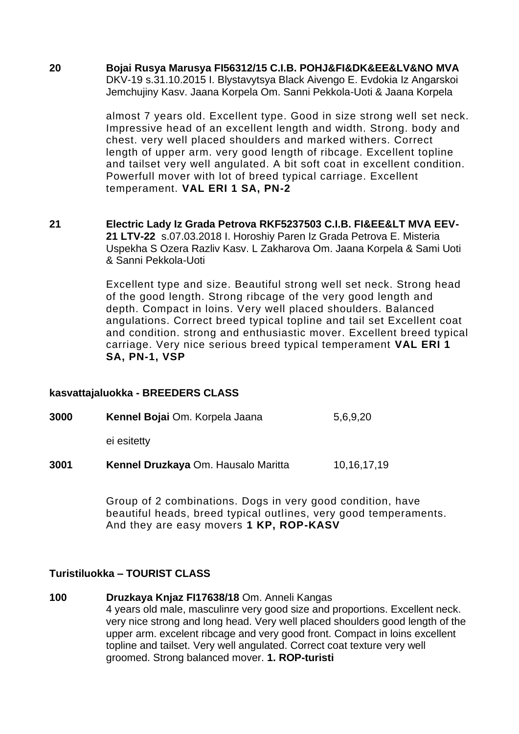**20** **Bojai Rusya Marusya FI56312/15 C.I.B. POHJ&FI&DK&EE&LV&NO MVA** DKV-19 s.31.10.2015 I. Blystavytsya Black Aivengo E. Evdokia Iz Angarskoi Jemchujiny Kasv. Jaana Korpela Om. Sanni Pekkola-Uoti & Jaana Korpela

almost 7 years old. Excellent type. Good in size strong well set neck. Impressive head of an excellent length and width. Strong. body and chest. very well placed shoulders and marked withers. Correct length of upper arm. very good length of ribcage. Excellent topline and tailset very well angulated. A bit soft coat in excellent condition. Powerfull mover with lot of breed typical carriage. Excellent temperament. **VAL ERI 1 SA, PN-2**

**21** **Electric Lady Iz Grada Petrova RKF5237503 C.I.B. FI&EE&LT MVA EEV-21 LTV-22** s.07.03.2018 I. Horoshiy Paren Iz Grada Petrova E. Misteria Uspekha S Ozera Razliv Kasv. L Zakharova Om. Jaana Korpela & Sami Uoti & Sanni Pekkola-Uoti

Excellent type and size. Beautiful strong well set neck. Strong head of the good length. Strong ribcage of the very good length and depth. Compact in loins. Very well placed shoulders. Balanced angulations. Correct breed typical topline and tail set Excellent coat and condition. strong and enthusiastic mover. Excellent breed typical carriage. Very nice serious breed typical temperament **VAL ERI 1 SA, PN-1, VSP**

### kasvattajaluokka - BREEDERS CLASS

**3000** **Kennel Bojai** Om. Korpela Jaana 5,6,9,20

ei esitetty

**3001** **Kennel Druzkaya** Om. Hausalo Maritta 10,16,17,19

Group of 2 combinations. Dogs in very good condition, have beautiful heads, breed typical outlines, very good temperaments. And they are easy movers **1 KP, ROP-KASV**

### Turistiluokka – TOURIST CLASS

**100** **Druzkaya Knjaz FI17638/18** Om. Anneli Kangas
4 years old male, masculinre very good size and proportions. Excellent neck. very nice strong and long head. Very well placed shoulders good length of the upper arm. excelent ribcage and very good front. Compact in loins excellent topline and tailset. Very well angulated. Correct coat texture very well groomed. Strong balanced mover. **1. ROP-turisti**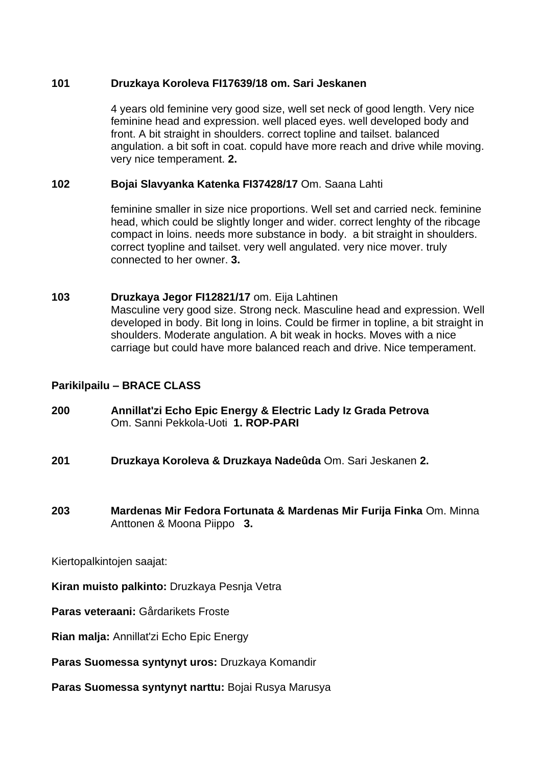**101 Druzkaya Koroleva FI17639/18 om. Sari Jeskanen**

4 years old feminine very good size, well set neck of good length. Very nice feminine head and expression. well placed eyes. well developed body and front. A bit straight in shoulders. correct topline and tailset. balanced angulation. a bit soft in coat. copuld have more reach and drive while moving. very nice temperament. **2.**

**102 Bojai Slavyanka Katenka FI37428/17** Om. Saana Lahti

feminine smaller in size nice proportions. Well set and carried neck. feminine head, which could be slightly longer and wider. correct lenghty of the ribcage compact in loins. needs more substance in body. a bit straight in shoulders. correct tyopline and tailset. very well angulated. very nice mover. truly connected to her owner. **3.**

**103 Druzkaya Jegor FI12821/17** om. Eija Lahtinen

Masculine very good size. Strong neck. Masculine head and expression. Well developed in body. Bit long in loins. Could be firmer in topline, a bit straight in shoulders. Moderate angulation. A bit weak in hocks. Moves with a nice carriage but could have more balanced reach and drive. Nice temperament.

## Parikilpailu – BRACE CLASS

**200 Annillat'zi Echo Epic Energy & Electric Lady Iz Grada Petrova** Om. Sanni Pekkola-Uoti **1. ROP-PARI**

**201 Druzkaya Koroleva & Druzkaya Nadeûda** Om. Sari Jeskanen **2.**

**203 Mardenas Mir Fedora Fortunata & Mardenas Mir Furija Finka** Om. Minna Anttonen & Moona Piippo **3.**

Kiertopalkintojen saajat:

**Kiran muisto palkinto:** Druzkaya Pesnja Vetra

**Paras veteraani:** Gårdarikets Froste

**Rian malja:** Annillat'zi Echo Epic Energy

**Paras Suomessa syntynyt uros:** Druzkaya Komandir

**Paras Suomessa syntynyt narttu:** Bojai Rusya Marusya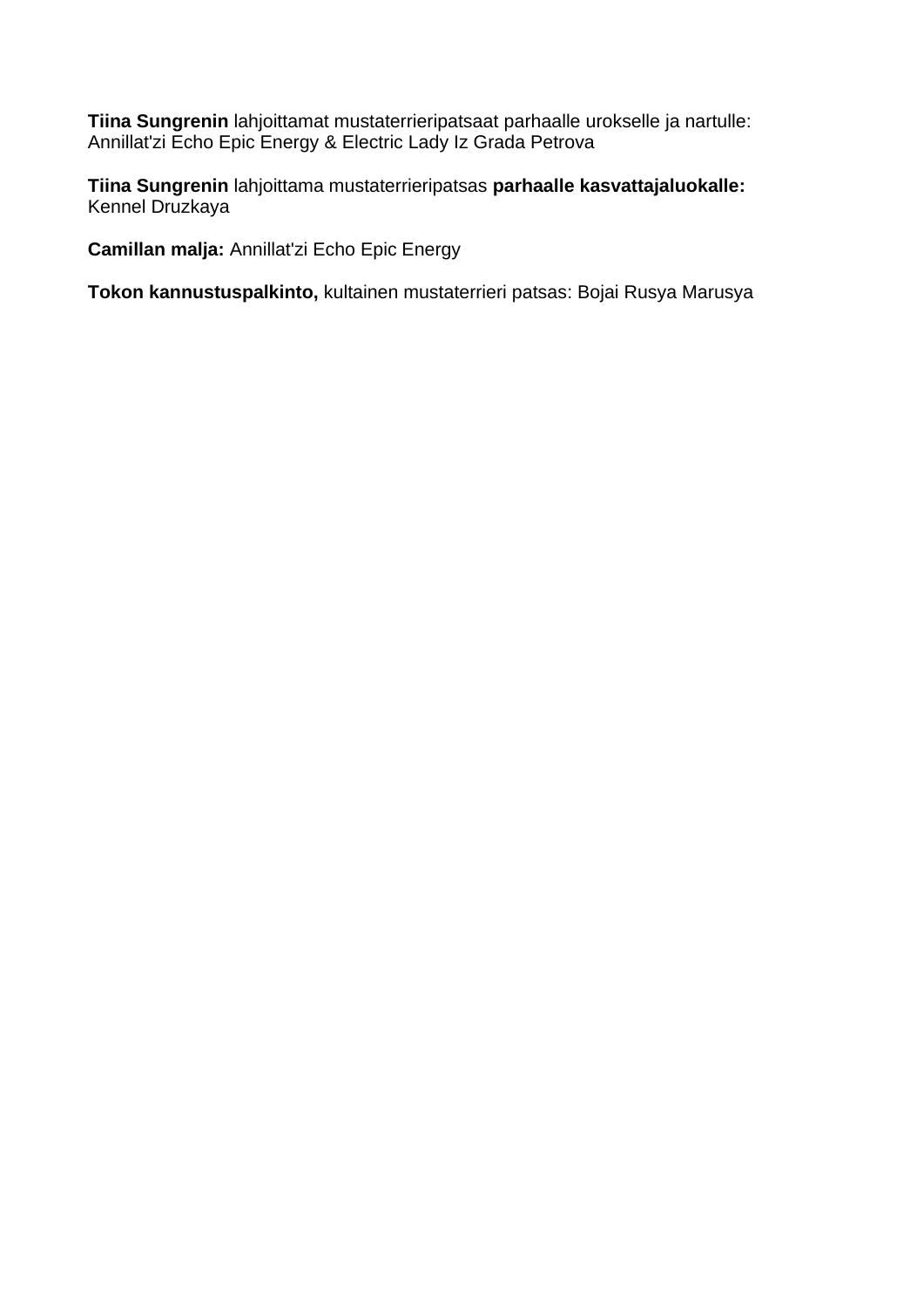**Tiina Sungrenin** lahjoittamat mustaterrieripatsaat parhaalle urokselle ja nartulle: Annillat'zi Echo Epic Energy & Electric Lady Iz Grada Petrova

**Tiina Sungrenin** lahjoittama mustaterrieripatsas **parhaalle kasvattajaluokalle:** Kennel Druzkaya

**Camillan malja:** Annillat'zi Echo Epic Energy

**Tokon kannustuspalkinto,** kultainen mustaterrieri patsas: Bojai Rusya Marusya